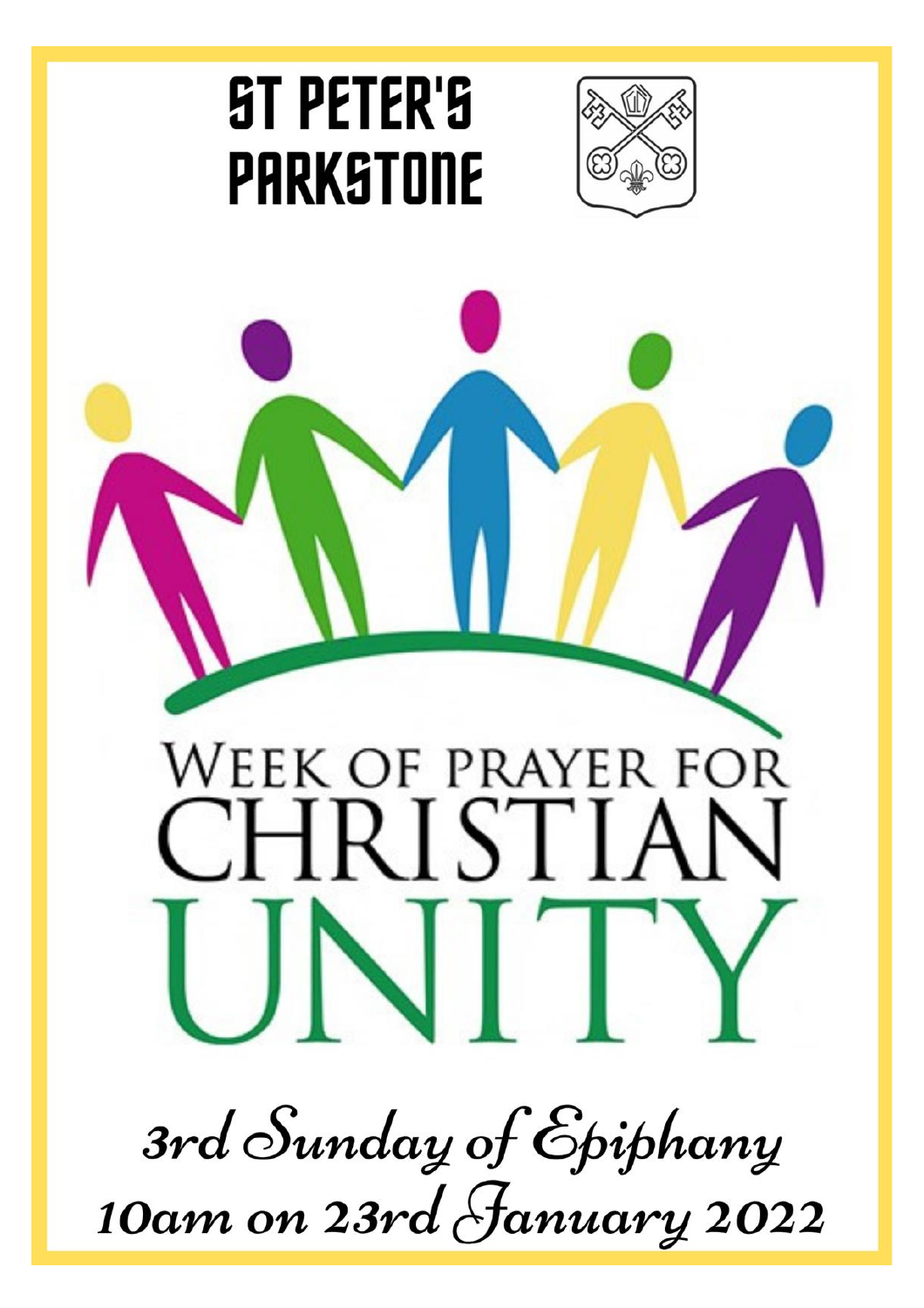# ST PETER'S PARKSTONE

WEEK OF PRAYER FOR CHRISTIAN UNITY

*3rd Sunday of Epiphany*

*10am on 23rd January 2022*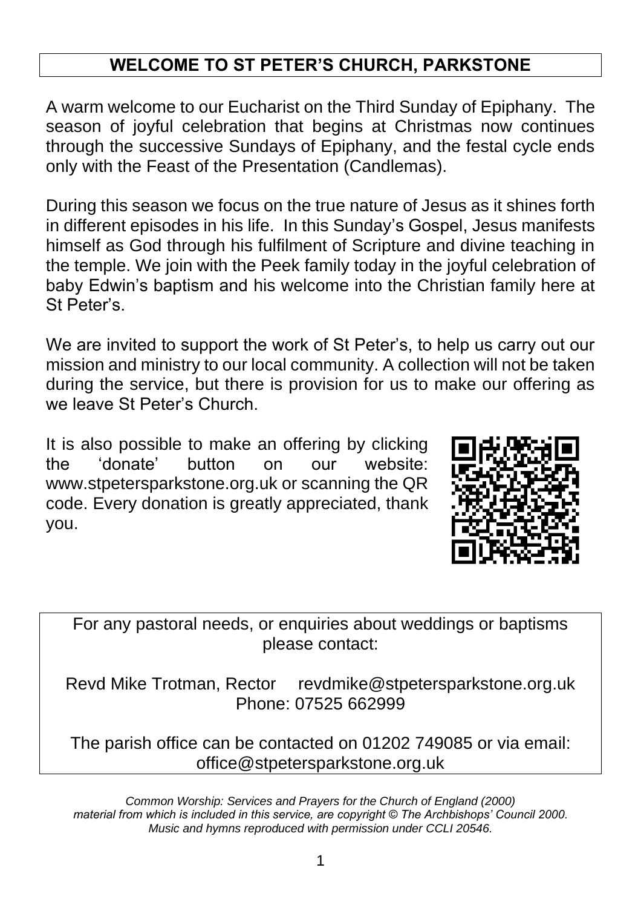## WELCOME TO ST PETER'S CHURCH, PARKSTONE

A warm welcome to our Eucharist on the Third Sunday of Epiphany. The season of joyful celebration that begins at Christmas now continues through the successive Sundays of Epiphany, and the festal cycle ends only with the Feast of the Presentation (Candlemas).

During this season we focus on the true nature of Jesus as it shines forth in different episodes in his life. In this Sunday's Gospel, Jesus manifests himself as God through his fulfilment of Scripture and divine teaching in the temple. We join with the Peek family today in the joyful celebration of baby Edwin's baptism and his welcome into the Christian family here at St Peter's.

We are invited to support the work of St Peter's, to help us carry out our mission and ministry to our local community. A collection will not be taken during the service, but there is provision for us to make our offering as we leave St Peter's Church.

It is also possible to make an offering by clicking the 'donate' button on our website: www.stpetersparkstone.org.uk or scanning the QR code. Every donation is greatly appreciated, thank you.

For any pastoral needs, or enquiries about weddings or baptisms please contact:

Revd Mike Trotman, Rector revdmike@stpetersparkstone.org.uk
Phone: 07525 662999

The parish office can be contacted on 01202 749085 or via email: office@stpetersparkstone.org.uk

*Common Worship: Services and Prayers for the Church of England (2000) material from which is included in this service, are copyright © The Archbishops' Council 2000. Music and hymns reproduced with permission under CCLI 20546.*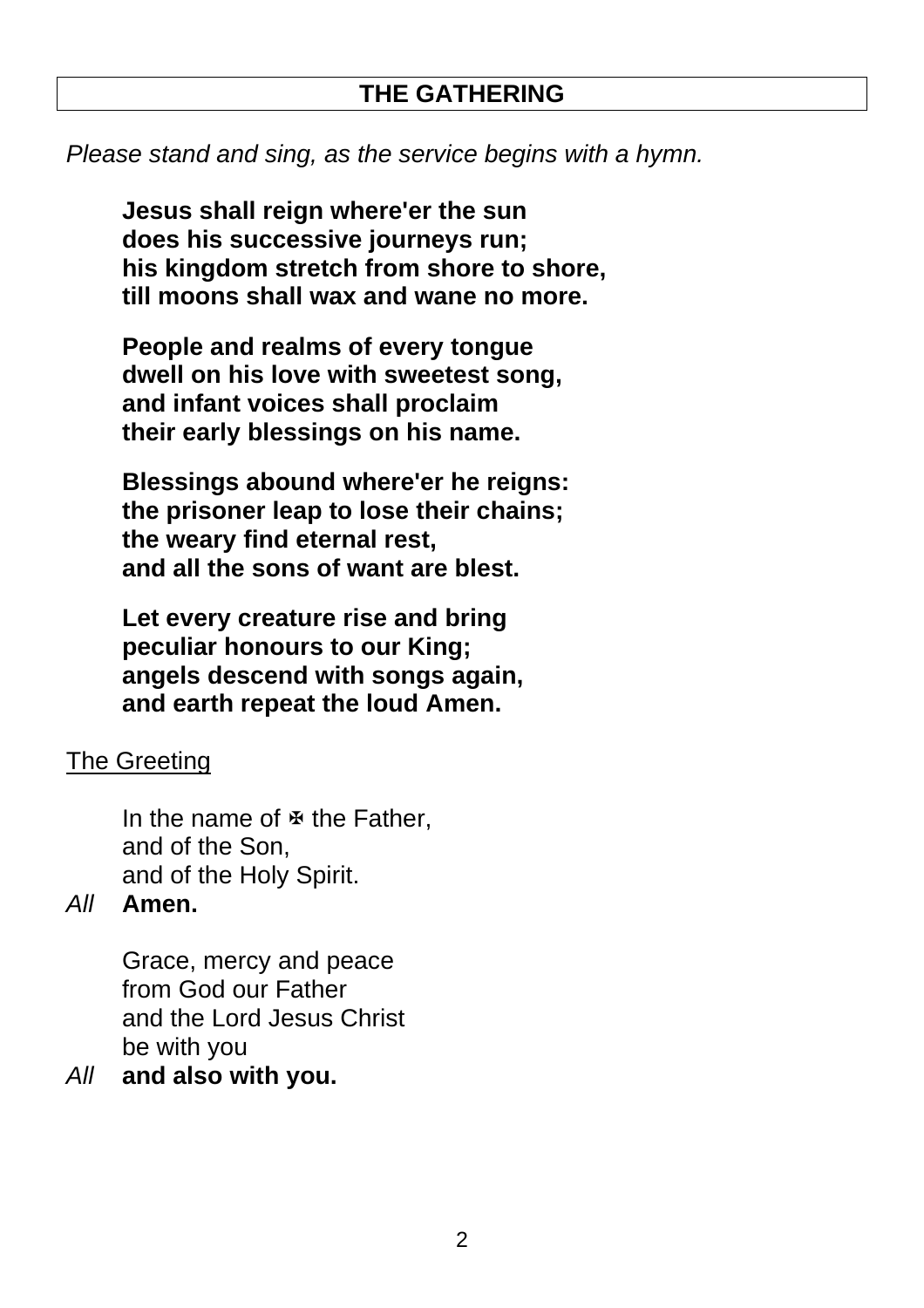## THE GATHERING

*Please stand and sing, as the service begins with a hymn.*

**Jesus shall reign where'er the sun**
**does his successive journeys run;**
**his kingdom stretch from shore to shore,**
**till moons shall wax and wane no more.**

**People and realms of every tongue**
**dwell on his love with sweetest song,**
**and infant voices shall proclaim**
**their early blessings on his name.**

**Blessings abound where'er he reigns:**
**the prisoner leap to lose their chains;**
**the weary find eternal rest,**
**and all the sons of want are blest.**

**Let every creature rise and bring**
**peculiar honours to our King;**
**angels descend with songs again,**
**and earth repeat the loud Amen.**

<u>The Greeting</u>

In the name of ✠ the Father,
and of the Son,
and of the Holy Spirit.

*All* **Amen.**

Grace, mercy and peace
from God our Father
and the Lord Jesus Christ
be with you

*All* **and also with you.**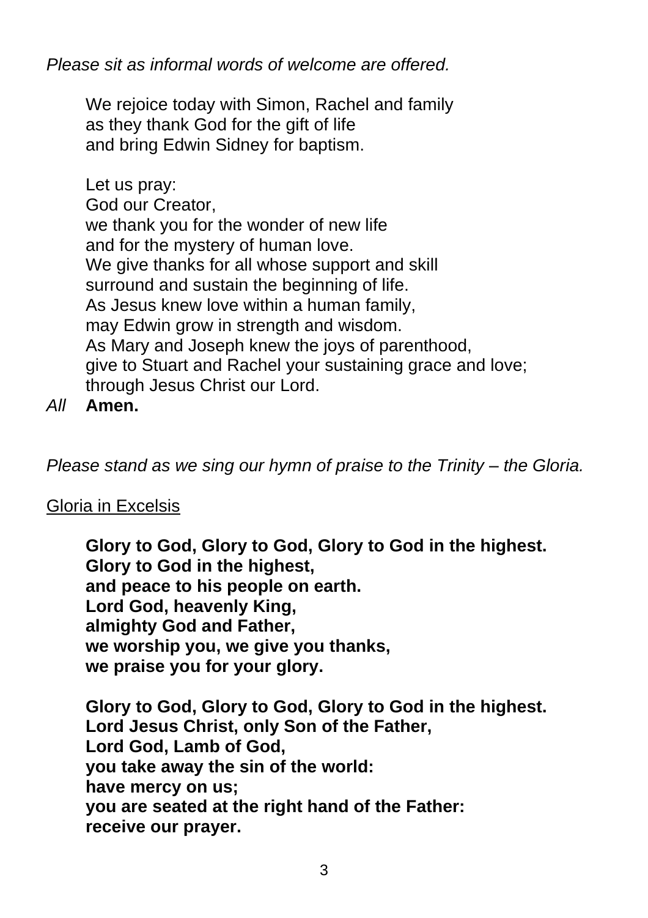*Please sit as informal words of welcome are offered.*

We rejoice today with Simon, Rachel and family
as they thank God for the gift of life
and bring Edwin Sidney for baptism.

Let us pray:
God our Creator,
we thank you for the wonder of new life
and for the mystery of human love.
We give thanks for all whose support and skill
surround and sustain the beginning of life.
As Jesus knew love within a human family,
may Edwin grow in strength and wisdom.
As Mary and Joseph knew the joys of parenthood,
give to Stuart and Rachel your sustaining grace and love;
through Jesus Christ our Lord.

*All* **Amen.**

*Please stand as we sing our hymn of praise to the Trinity – the Gloria.*

<u>Gloria in Excelsis</u>

**Glory to God, Glory to God, Glory to God in the highest.**
**Glory to God in the highest,**
**and peace to his people on earth.**
**Lord God, heavenly King,**
**almighty God and Father,**
**we worship you, we give you thanks,**
**we praise you for your glory.**

**Glory to God, Glory to God, Glory to God in the highest.**
**Lord Jesus Christ, only Son of the Father,**
**Lord God, Lamb of God,**
**you take away the sin of the world:**
**have mercy on us;**
**you are seated at the right hand of the Father:**
**receive our prayer.**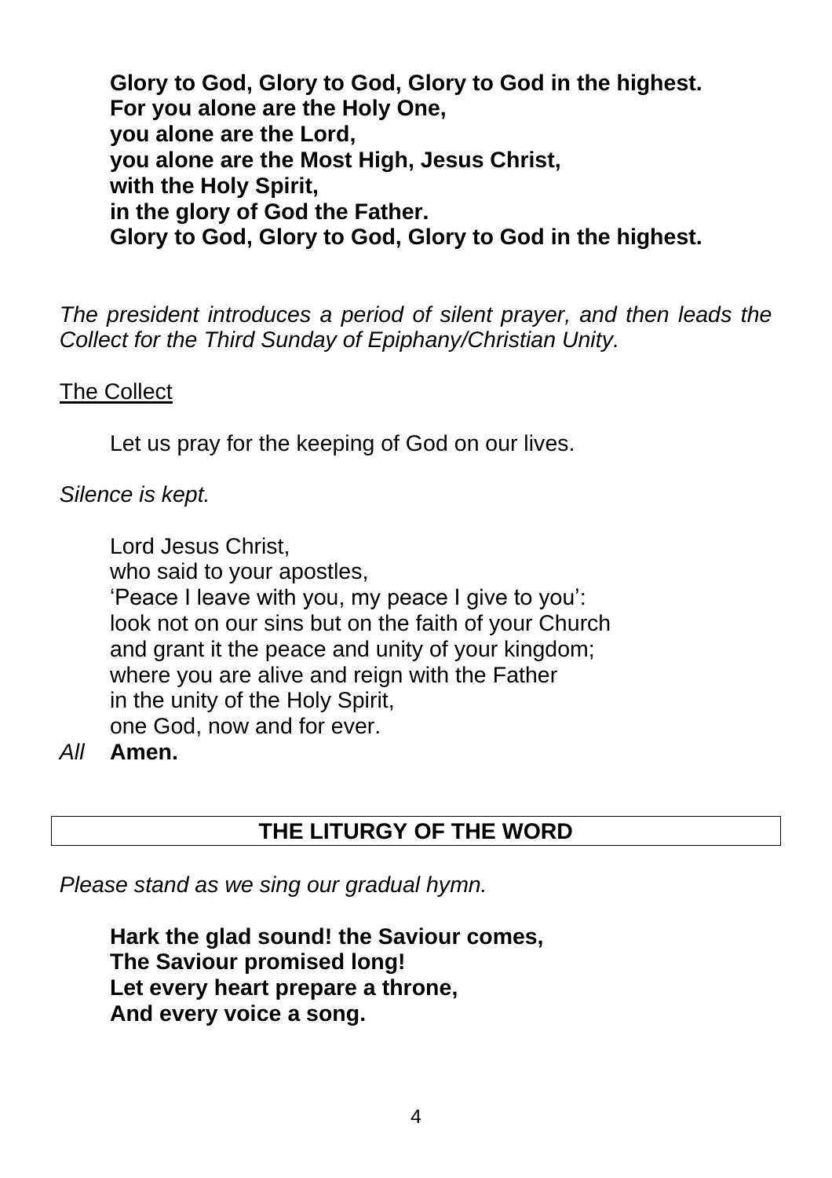**Glory to God, Glory to God, Glory to God in the highest.**
**For you alone are the Holy One,**
**you alone are the Lord,**
**you alone are the Most High, Jesus Christ,**
**with the Holy Spirit,**
**in the glory of God the Father.**
**Glory to God, Glory to God, Glory to God in the highest.**

*The president introduces a period of silent prayer, and then leads the Collect for the Third Sunday of Epiphany/Christian Unity.*

<u>The Collect</u>

Let us pray for the keeping of God on our lives.

*Silence is kept.*

Lord Jesus Christ,
who said to your apostles,
'Peace I leave with you, my peace I give to you':
look not on our sins but on the faith of your Church
and grant it the peace and unity of your kingdom;
where you are alive and reign with the Father
in the unity of the Holy Spirit,
one God, now and for ever.

*All* **Amen.**

## THE LITURGY OF THE WORD

*Please stand as we sing our gradual hymn.*

**Hark the glad sound! the Saviour comes,**
**The Saviour promised long!**
**Let every heart prepare a throne,**
**And every voice a song.**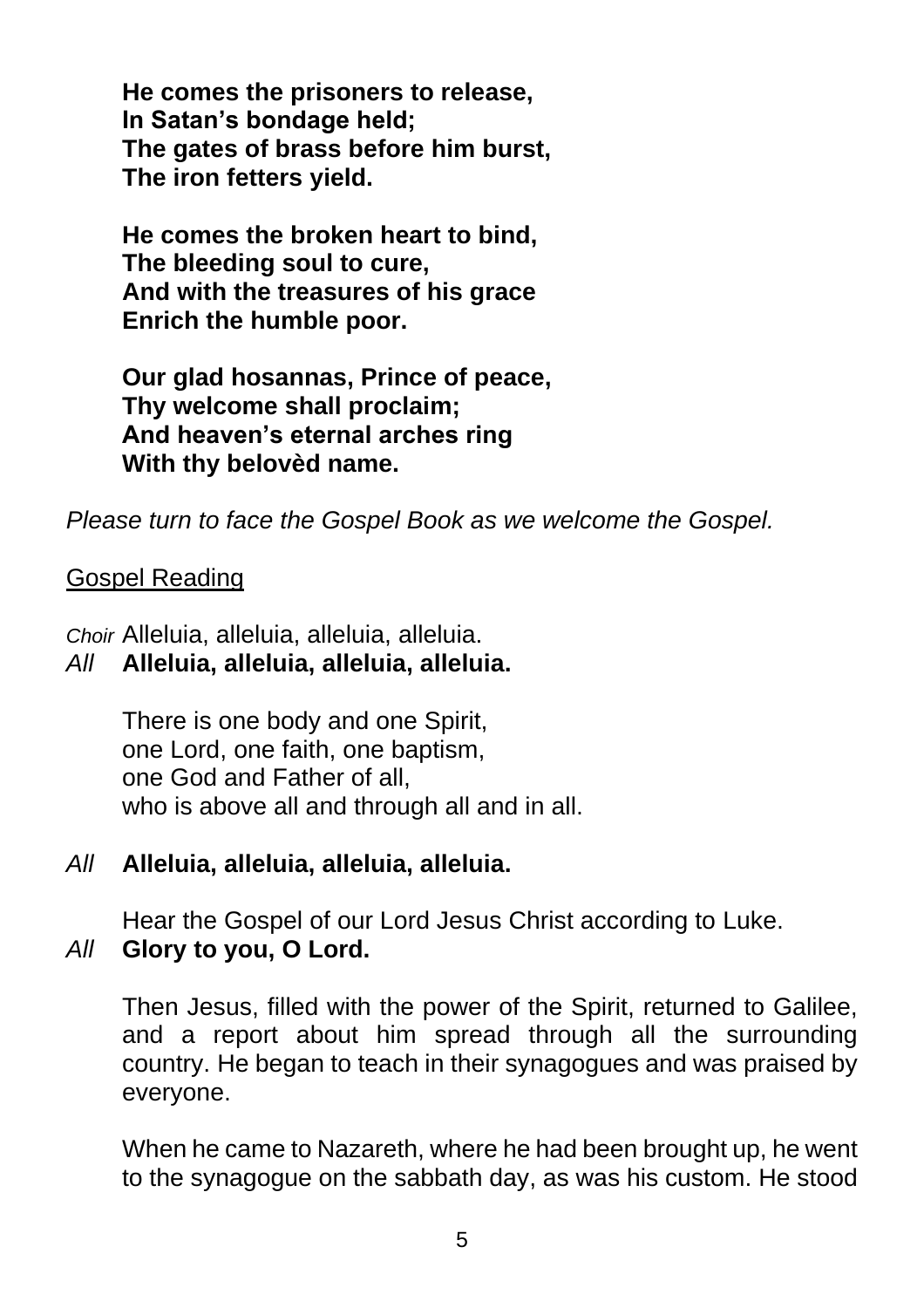**He comes the prisoners to release,**
**In Satan's bondage held;**
**The gates of brass before him burst,**
**The iron fetters yield.**

**He comes the broken heart to bind,**
**The bleeding soul to cure,**
**And with the treasures of his grace**
**Enrich the humble poor.**

**Our glad hosannas, Prince of peace,**
**Thy welcome shall proclaim;**
**And heaven's eternal arches ring**
**With thy belovèd name.**

*Please turn to face the Gospel Book as we welcome the Gospel.*

## Gospel Reading

*Choir* Alleluia, alleluia, alleluia, alleluia.
*All* **Alleluia, alleluia, alleluia, alleluia.**

There is one body and one Spirit,
one Lord, one faith, one baptism,
one God and Father of all,
who is above all and through all and in all.

*All* **Alleluia, alleluia, alleluia, alleluia.**

Hear the Gospel of our Lord Jesus Christ according to Luke.
*All* **Glory to you, O Lord.**

Then Jesus, filled with the power of the Spirit, returned to Galilee, and a report about him spread through all the surrounding country. He began to teach in their synagogues and was praised by everyone.

When he came to Nazareth, where he had been brought up, he went to the synagogue on the sabbath day, as was his custom. He stood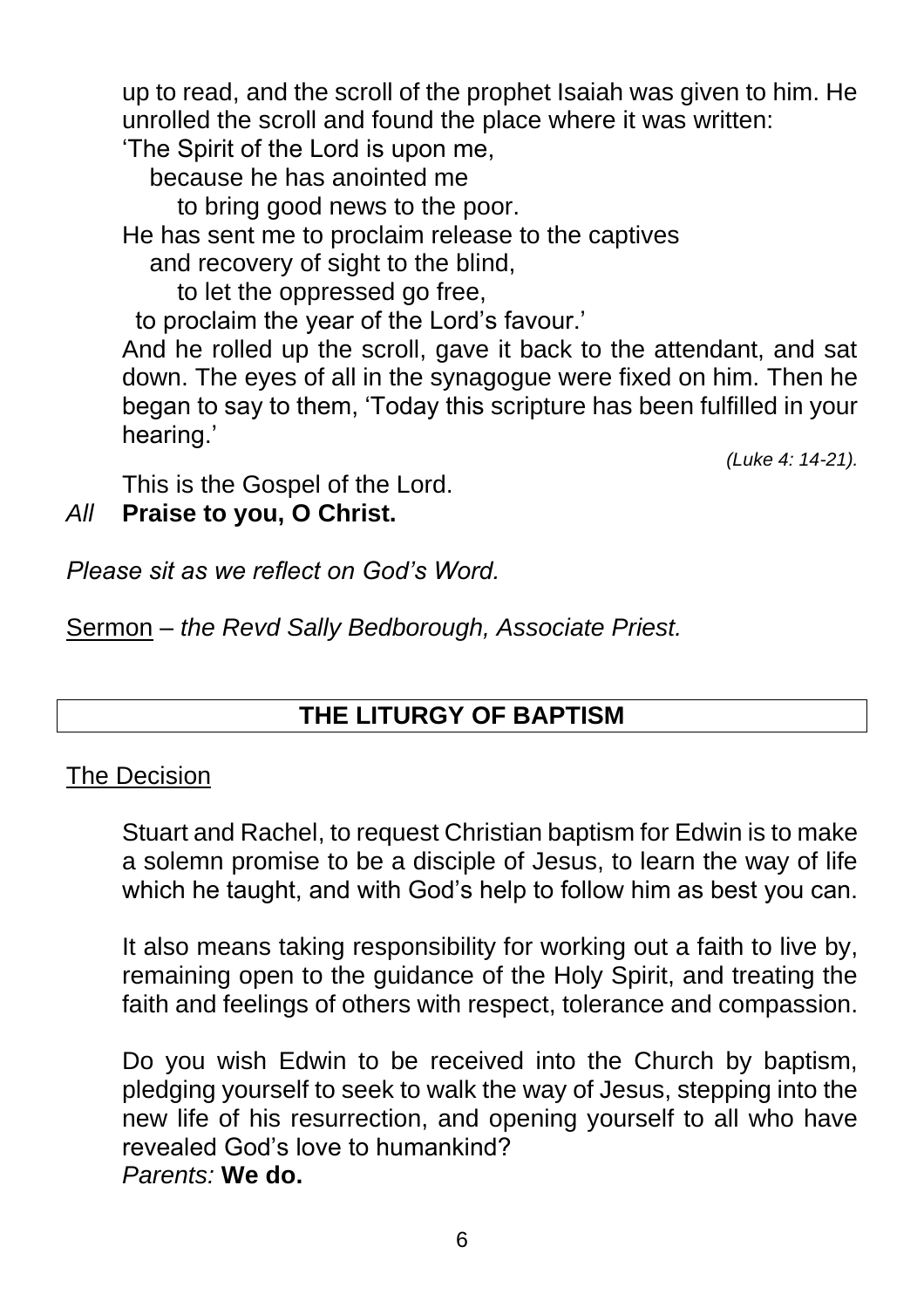up to read, and the scroll of the prophet Isaiah was given to him. He unrolled the scroll and found the place where it was written:

'The Spirit of the Lord is upon me,
because he has anointed me
to bring good news to the poor.
He has sent me to proclaim release to the captives
and recovery of sight to the blind,
to let the oppressed go free,
to proclaim the year of the Lord's favour.'

And he rolled up the scroll, gave it back to the attendant, and sat down. The eyes of all in the synagogue were fixed on him. Then he began to say to them, 'Today this scripture has been fulfilled in your hearing.'

*(Luke 4: 14-21).*

This is the Gospel of the Lord.

*All* **Praise to you, O Christ.**

*Please sit as we reflect on God's Word.*

Sermon – *the Revd Sally Bedborough, Associate Priest.*

## THE LITURGY OF BAPTISM

### The Decision

Stuart and Rachel, to request Christian baptism for Edwin is to make a solemn promise to be a disciple of Jesus, to learn the way of life which he taught, and with God's help to follow him as best you can.

It also means taking responsibility for working out a faith to live by, remaining open to the guidance of the Holy Spirit, and treating the faith and feelings of others with respect, tolerance and compassion.

Do you wish Edwin to be received into the Church by baptism, pledging yourself to seek to walk the way of Jesus, stepping into the new life of his resurrection, and opening yourself to all who have revealed God's love to humankind?

*Parents:* **We do.**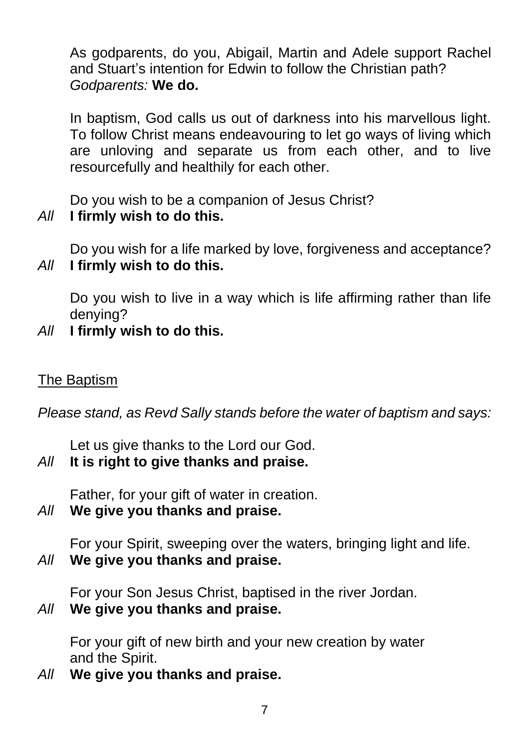As godparents, do you, Abigail, Martin and Adele support Rachel and Stuart's intention for Edwin to follow the Christian path?
*Godparents:* **We do.**

In baptism, God calls us out of darkness into his marvellous light. To follow Christ means endeavouring to let go ways of living which are unloving and separate us from each other, and to live resourcefully and healthily for each other.

Do you wish to be a companion of Jesus Christ?
*All* **I firmly wish to do this.**

Do you wish for a life marked by love, forgiveness and acceptance?
*All* **I firmly wish to do this.**

Do you wish to live in a way which is life affirming rather than life denying?
*All* **I firmly wish to do this.**

## The Baptism

*Please stand, as Revd Sally stands before the water of baptism and says:*

Let us give thanks to the Lord our God.
*All* **It is right to give thanks and praise.**

Father, for your gift of water in creation.
*All* **We give you thanks and praise.**

For your Spirit, sweeping over the waters, bringing light and life.
*All* **We give you thanks and praise.**

For your Son Jesus Christ, baptised in the river Jordan.
*All* **We give you thanks and praise.**

For your gift of new birth and your new creation by water and the Spirit.
*All* **We give you thanks and praise.**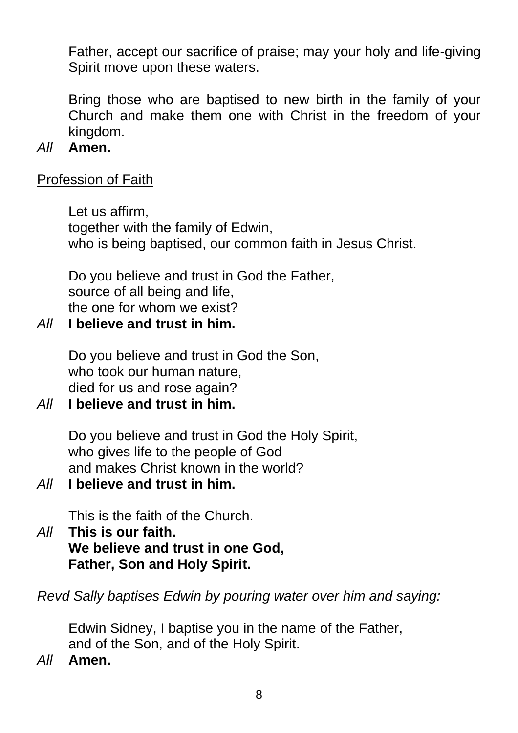Father, accept our sacrifice of praise; may your holy and life-giving Spirit move upon these waters.

Bring those who are baptised to new birth in the family of your Church and make them one with Christ in the freedom of your kingdom.

*All* **Amen.**

Profession of Faith

Let us affirm,
together with the family of Edwin,
who is being baptised, our common faith in Jesus Christ.

Do you believe and trust in God the Father,
source of all being and life,
the one for whom we exist?

*All* **I believe and trust in him.**

Do you believe and trust in God the Son,
who took our human nature,
died for us and rose again?

*All* **I believe and trust in him.**

Do you believe and trust in God the Holy Spirit,
who gives life to the people of God
and makes Christ known in the world?

*All* **I believe and trust in him.**

This is the faith of the Church.

*All* **This is our faith.**
**We believe and trust in one God,**
**Father, Son and Holy Spirit.**

*Revd Sally baptises Edwin by pouring water over him and saying:*

Edwin Sidney, I baptise you in the name of the Father,
and of the Son, and of the Holy Spirit.

*All* **Amen.**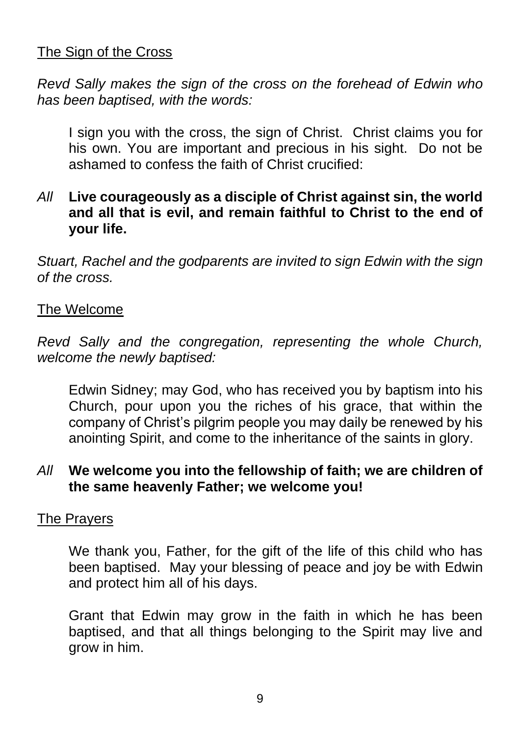<u>The Sign of the Cross</u>

*Revd Sally makes the sign of the cross on the forehead of Edwin who has been baptised, with the words:*

I sign you with the cross, the sign of Christ. Christ claims you for his own. You are important and precious in his sight. Do not be ashamed to confess the faith of Christ crucified:

*All* **Live courageously as a disciple of Christ against sin, the world and all that is evil, and remain faithful to Christ to the end of your life.**

*Stuart, Rachel and the godparents are invited to sign Edwin with the sign of the cross.*

<u>The Welcome</u>

*Revd Sally and the congregation, representing the whole Church, welcome the newly baptised:*

Edwin Sidney; may God, who has received you by baptism into his Church, pour upon you the riches of his grace, that within the company of Christ's pilgrim people you may daily be renewed by his anointing Spirit, and come to the inheritance of the saints in glory.

*All* **We welcome you into the fellowship of faith; we are children of the same heavenly Father; we welcome you!**

<u>The Prayers</u>

We thank you, Father, for the gift of the life of this child who has been baptised. May your blessing of peace and joy be with Edwin and protect him all of his days.

Grant that Edwin may grow in the faith in which he has been baptised, and that all things belonging to the Spirit may live and grow in him.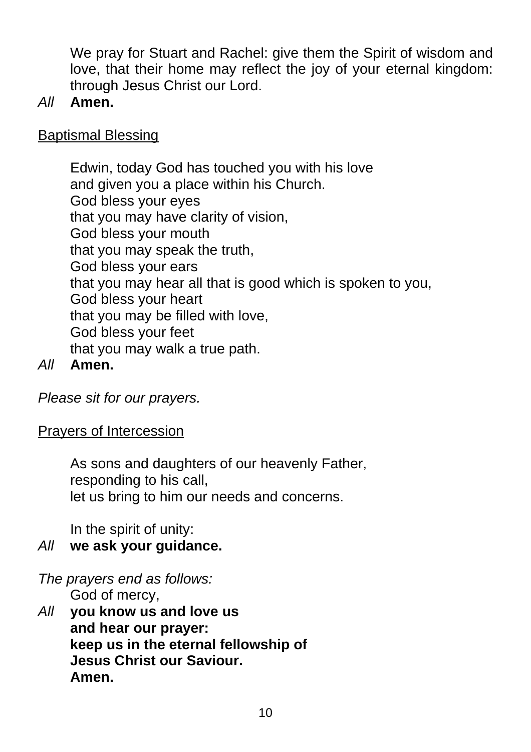We pray for Stuart and Rachel: give them the Spirit of wisdom and love, that their home may reflect the joy of your eternal kingdom: through Jesus Christ our Lord.

*All* **Amen.**

Baptismal Blessing

Edwin, today God has touched you with his love
and given you a place within his Church.
God bless your eyes
that you may have clarity of vision,
God bless your mouth
that you may speak the truth,
God bless your ears
that you may hear all that is good which is spoken to you,
God bless your heart
that you may be filled with love,
God bless your feet
that you may walk a true path.

*All* **Amen.**

*Please sit for our prayers.*

Prayers of Intercession

As sons and daughters of our heavenly Father,
responding to his call,
let us bring to him our needs and concerns.

In the spirit of unity:

*All* **we ask your guidance.**

*The prayers end as follows:*

God of mercy,

*All* **you know us and love us**
**and hear our prayer:**
**keep us in the eternal fellowship of**
**Jesus Christ our Saviour.**
**Amen.**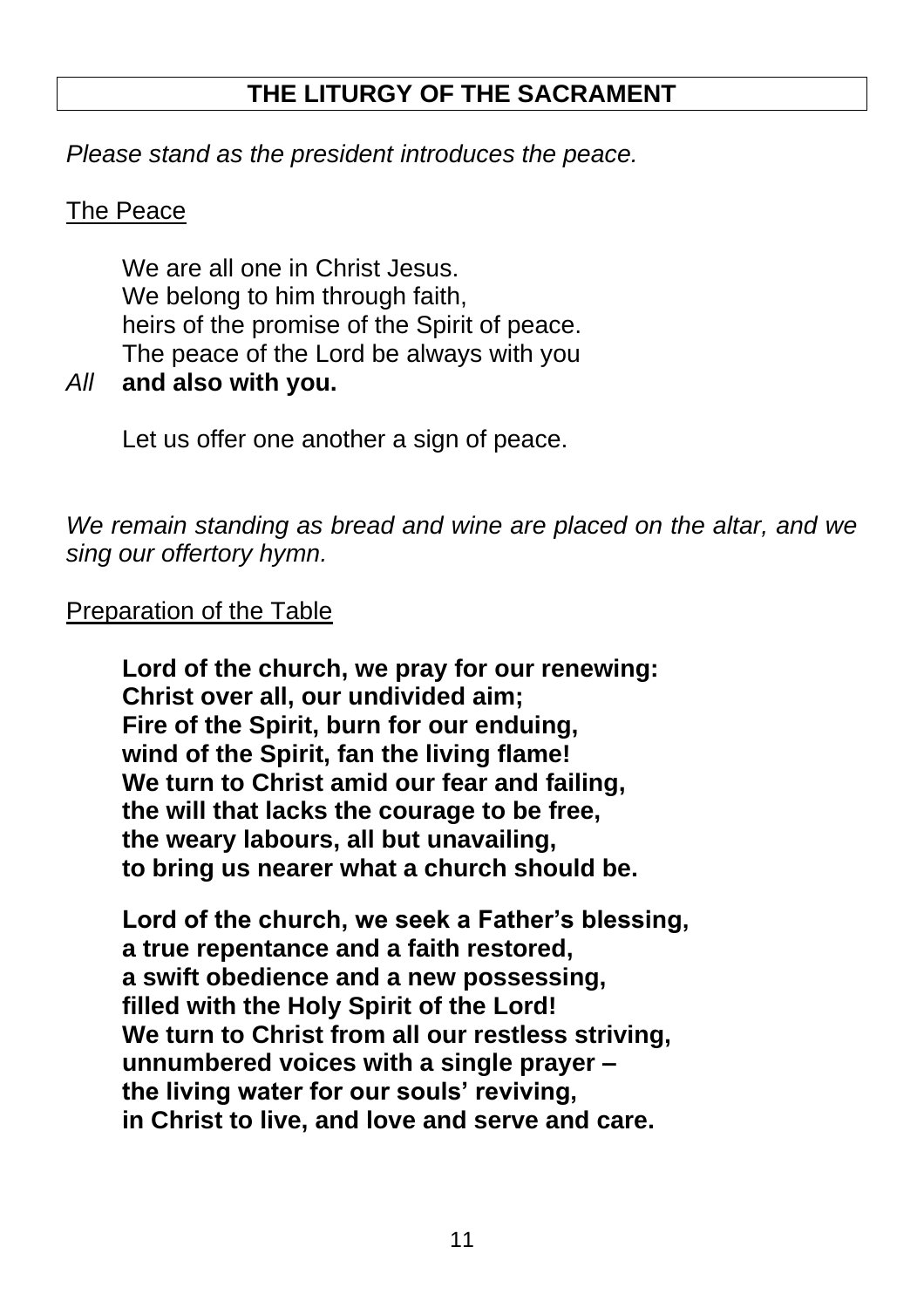## THE LITURGY OF THE SACRAMENT

*Please stand as the president introduces the peace.*

The Peace

We are all one in Christ Jesus.
We belong to him through faith,
heirs of the promise of the Spirit of peace.
The peace of the Lord be always with you

*All* **and also with you.**

Let us offer one another a sign of peace.

*We remain standing as bread and wine are placed on the altar, and we sing our offertory hymn.*

Preparation of the Table

**Lord of the church, we pray for our renewing:
Christ over all, our undivided aim;
Fire of the Spirit, burn for our enduing,
wind of the Spirit, fan the living flame!
We turn to Christ amid our fear and failing,
the will that lacks the courage to be free,
the weary labours, all but unavailing,
to bring us nearer what a church should be.**

**Lord of the church, we seek a Father's blessing,
a true repentance and a faith restored,
a swift obedience and a new possessing,
filled with the Holy Spirit of the Lord!
We turn to Christ from all our restless striving,
unnumbered voices with a single prayer –
the living water for our souls' reviving,
in Christ to live, and love and serve and care.**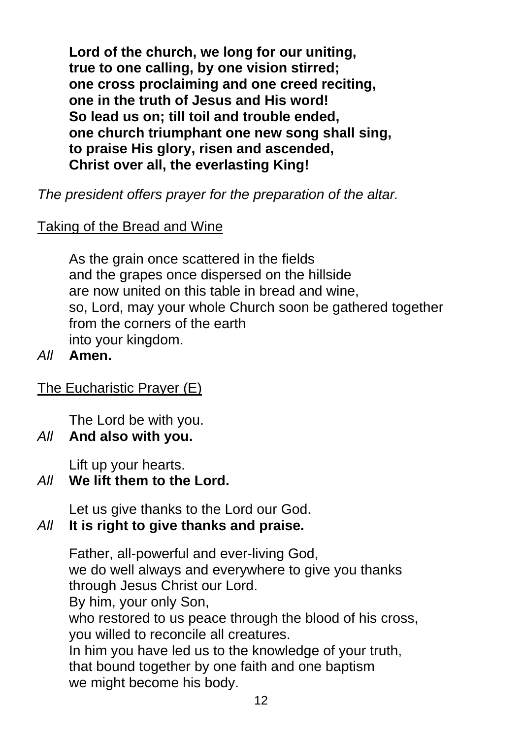**Lord of the church, we long for our uniting,**
**true to one calling, by one vision stirred;**
**one cross proclaiming and one creed reciting,**
**one in the truth of Jesus and His word!**
**So lead us on; till toil and trouble ended,**
**one church triumphant one new song shall sing,**
**to praise His glory, risen and ascended,**
**Christ over all, the everlasting King!**

*The president offers prayer for the preparation of the altar.*

Taking of the Bread and Wine

As the grain once scattered in the fields
and the grapes once dispersed on the hillside
are now united on this table in bread and wine,
so, Lord, may your whole Church soon be gathered together
from the corners of the earth
into your kingdom.

*All* **Amen.**

The Eucharistic Prayer (E)

The Lord be with you.

*All* **And also with you.**

Lift up your hearts.

*All* **We lift them to the Lord.**

Let us give thanks to the Lord our God.

*All* **It is right to give thanks and praise.**

Father, all-powerful and ever-living God,
we do well always and everywhere to give you thanks
through Jesus Christ our Lord.
By him, your only Son,
who restored to us peace through the blood of his cross,
you willed to reconcile all creatures.
In him you have led us to the knowledge of your truth,
that bound together by one faith and one baptism
we might become his body.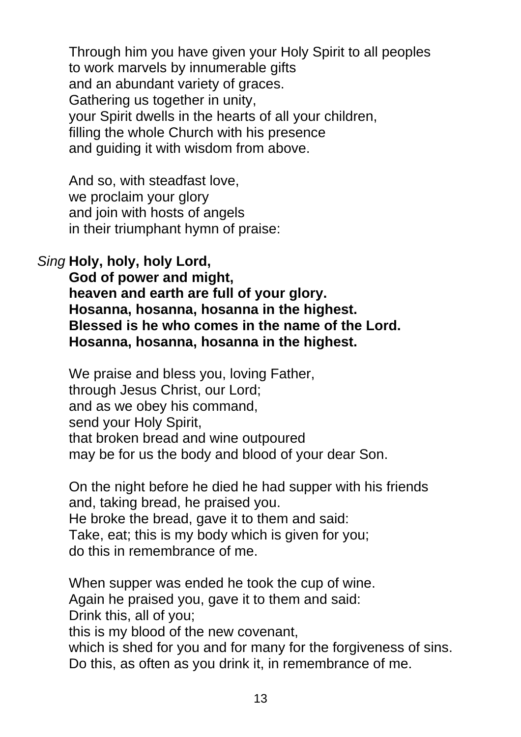Through him you have given your Holy Spirit to all peoples  
to work marvels by innumerable gifts  
and an abundant variety of graces.  
Gathering us together in unity,  
your Spirit dwells in the hearts of all your children,  
filling the whole Church with his presence  
and guiding it with wisdom from above.

And so, with steadfast love,  
we proclaim your glory  
and join with hosts of angels  
in their triumphant hymn of praise:

*Sing* **Holy, holy, holy Lord,**  
**God of power and might,**  
**heaven and earth are full of your glory.**  
**Hosanna, hosanna, hosanna in the highest.**  
**Blessed is he who comes in the name of the Lord.**  
**Hosanna, hosanna, hosanna in the highest.**

We praise and bless you, loving Father,  
through Jesus Christ, our Lord;  
and as we obey his command,  
send your Holy Spirit,  
that broken bread and wine outpoured  
may be for us the body and blood of your dear Son.

On the night before he died he had supper with his friends  
and, taking bread, he praised you.  
He broke the bread, gave it to them and said:  
Take, eat; this is my body which is given for you;  
do this in remembrance of me.

When supper was ended he took the cup of wine.  
Again he praised you, gave it to them and said:  
Drink this, all of you;  
this is my blood of the new covenant,  
which is shed for you and for many for the forgiveness of sins.  
Do this, as often as you drink it, in remembrance of me.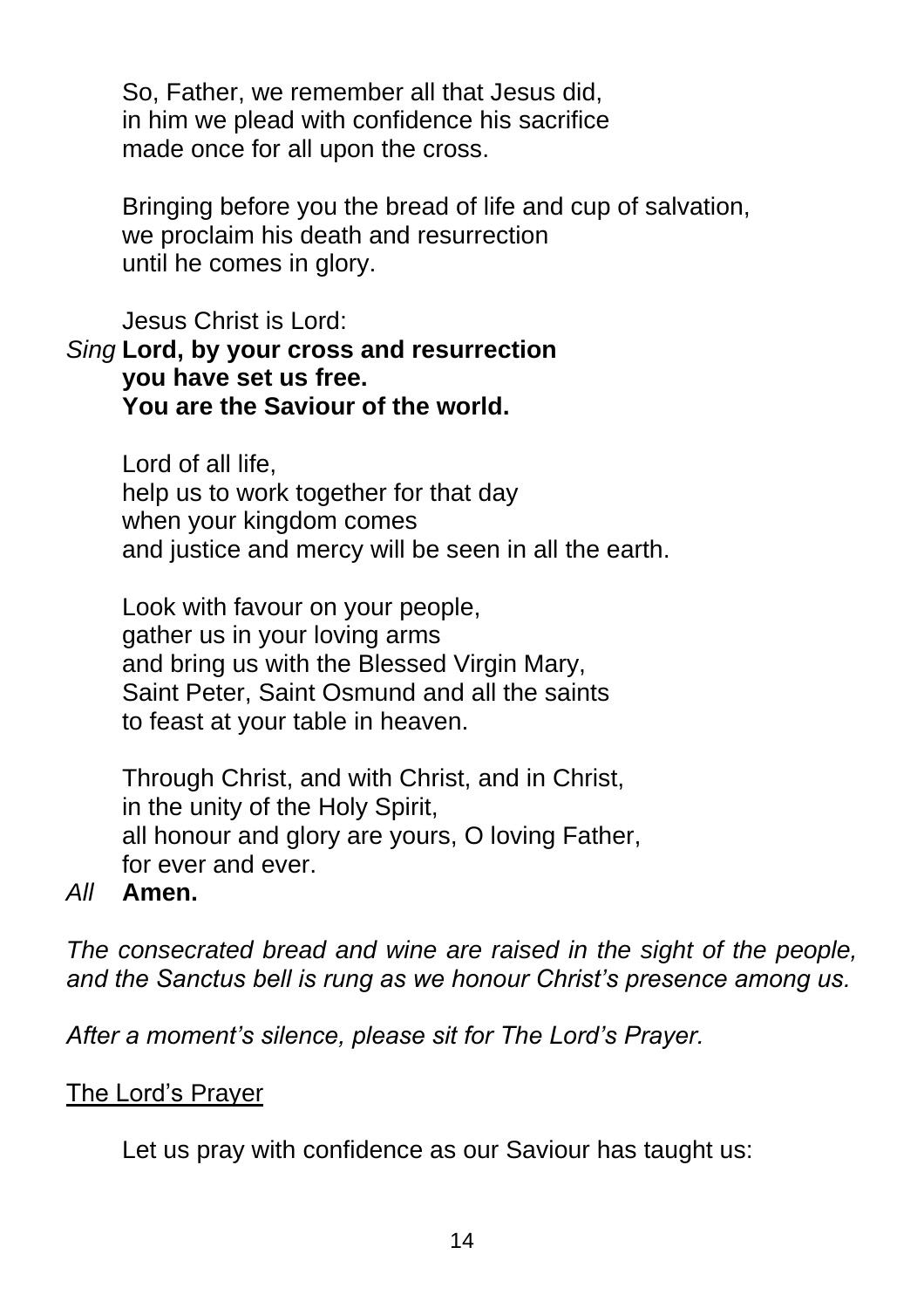So, Father, we remember all that Jesus did,
in him we plead with confidence his sacrifice
made once for all upon the cross.

Bringing before you the bread of life and cup of salvation,
we proclaim his death and resurrection
until he comes in glory.

Jesus Christ is Lord:

*Sing* **Lord, by your cross and resurrection**
**you have set us free.**
**You are the Saviour of the world.**

Lord of all life,
help us to work together for that day
when your kingdom comes
and justice and mercy will be seen in all the earth.

Look with favour on your people,
gather us in your loving arms
and bring us with the Blessed Virgin Mary,
Saint Peter, Saint Osmund and all the saints
to feast at your table in heaven.

Through Christ, and with Christ, and in Christ,
in the unity of the Holy Spirit,
all honour and glory are yours, O loving Father,
for ever and ever.

*All* **Amen.**

*The consecrated bread and wine are raised in the sight of the people, and the Sanctus bell is rung as we honour Christ's presence among us.*

*After a moment's silence, please sit for The Lord's Prayer.*

<u>The Lord's Prayer</u>

Let us pray with confidence as our Saviour has taught us: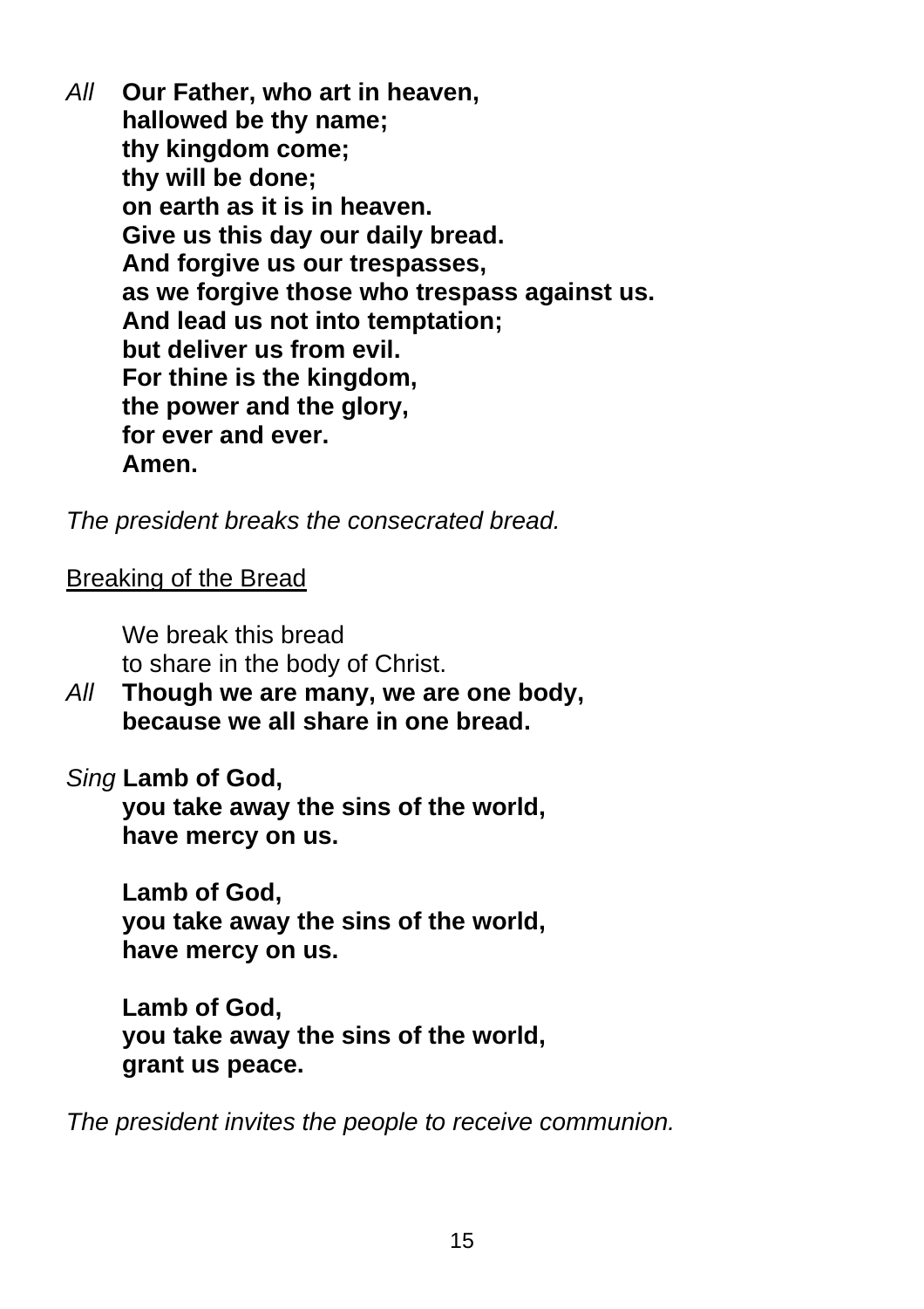*All* **Our Father, who art in heaven,**
**hallowed be thy name;**
**thy kingdom come;**
**thy will be done;**
**on earth as it is in heaven.**
**Give us this day our daily bread.**
**And forgive us our trespasses,**
**as we forgive those who trespass against us.**
**And lead us not into temptation;**
**but deliver us from evil.**
**For thine is the kingdom,**
**the power and the glory,**
**for ever and ever.**
**Amen.**

*The president breaks the consecrated bread.*

<u>Breaking of the Bread</u>

We break this bread
to share in the body of Christ.

*All* **Though we are many, we are one body,**
**because we all share in one bread.**

*Sing* **Lamb of God,**
**you take away the sins of the world,**
**have mercy on us.**

**Lamb of God,**
**you take away the sins of the world,**
**have mercy on us.**

**Lamb of God,**
**you take away the sins of the world,**
**grant us peace.**

*The president invites the people to receive communion.*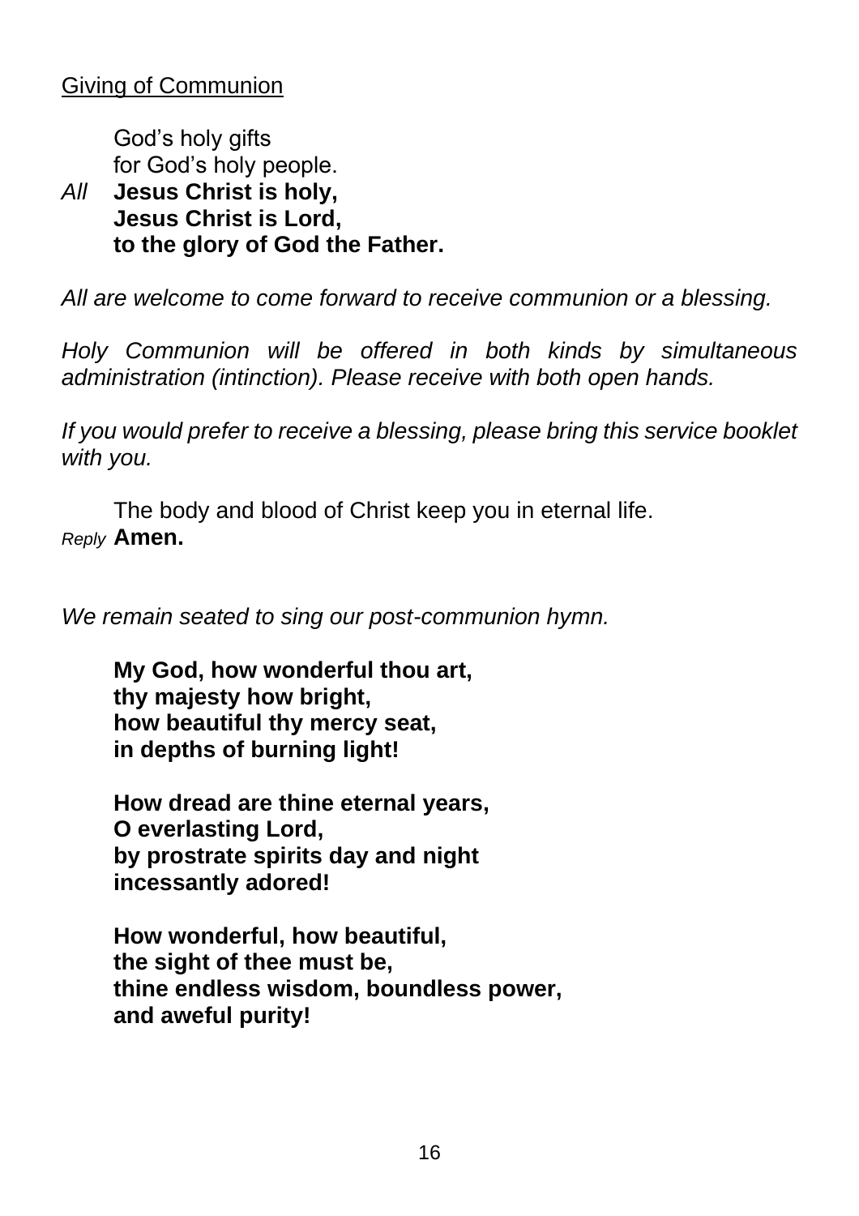Giving of Communion

God's holy gifts  
for God's holy people.

*All* **Jesus Christ is holy,**  
**Jesus Christ is Lord,**  
**to the glory of God the Father.**

*All are welcome to come forward to receive communion or a blessing.*

*Holy Communion will be offered in both kinds by simultaneous administration (intinction). Please receive with both open hands.*

*If you would prefer to receive a blessing, please bring this service booklet with you.*

The body and blood of Christ keep you in eternal life.

*Reply* **Amen.**

*We remain seated to sing our post-communion hymn.*

**My God, how wonderful thou art,**  
**thy majesty how bright,**  
**how beautiful thy mercy seat,**  
**in depths of burning light!**

**How dread are thine eternal years,**  
**O everlasting Lord,**  
**by prostrate spirits day and night**  
**incessantly adored!**

**How wonderful, how beautiful,**  
**the sight of thee must be,**  
**thine endless wisdom, boundless power,**  
**and aweful purity!**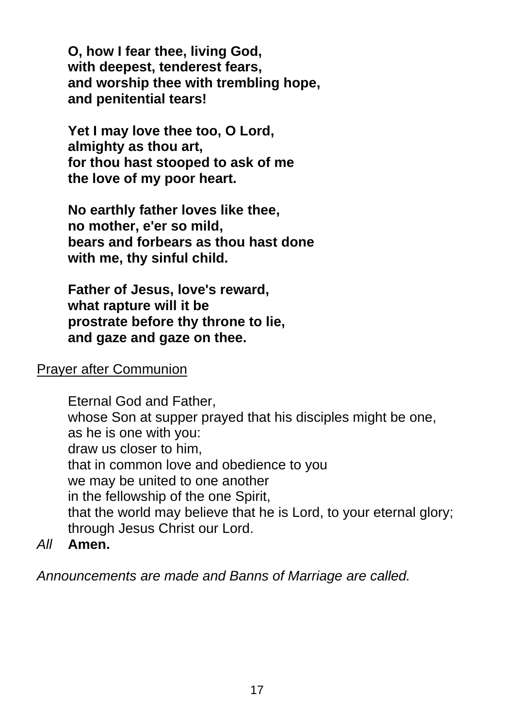**O, how I fear thee, living God,**
**with deepest, tenderest fears,**
**and worship thee with trembling hope,**
**and penitential tears!**

**Yet I may love thee too, O Lord,**
**almighty as thou art,**
**for thou hast stooped to ask of me**
**the love of my poor heart.**

**No earthly father loves like thee,**
**no mother, e'er so mild,**
**bears and forbears as thou hast done**
**with me, thy sinful child.**

**Father of Jesus, love's reward,**
**what rapture will it be**
**prostrate before thy throne to lie,**
**and gaze and gaze on thee.**

<u>Prayer after Communion</u>

Eternal God and Father,
whose Son at supper prayed that his disciples might be one,
as he is one with you:
draw us closer to him,
that in common love and obedience to you
we may be united to one another
in the fellowship of the one Spirit,
that the world may believe that he is Lord, to your eternal glory;
through Jesus Christ our Lord.

*All* **Amen.**

*Announcements are made and Banns of Marriage are called.*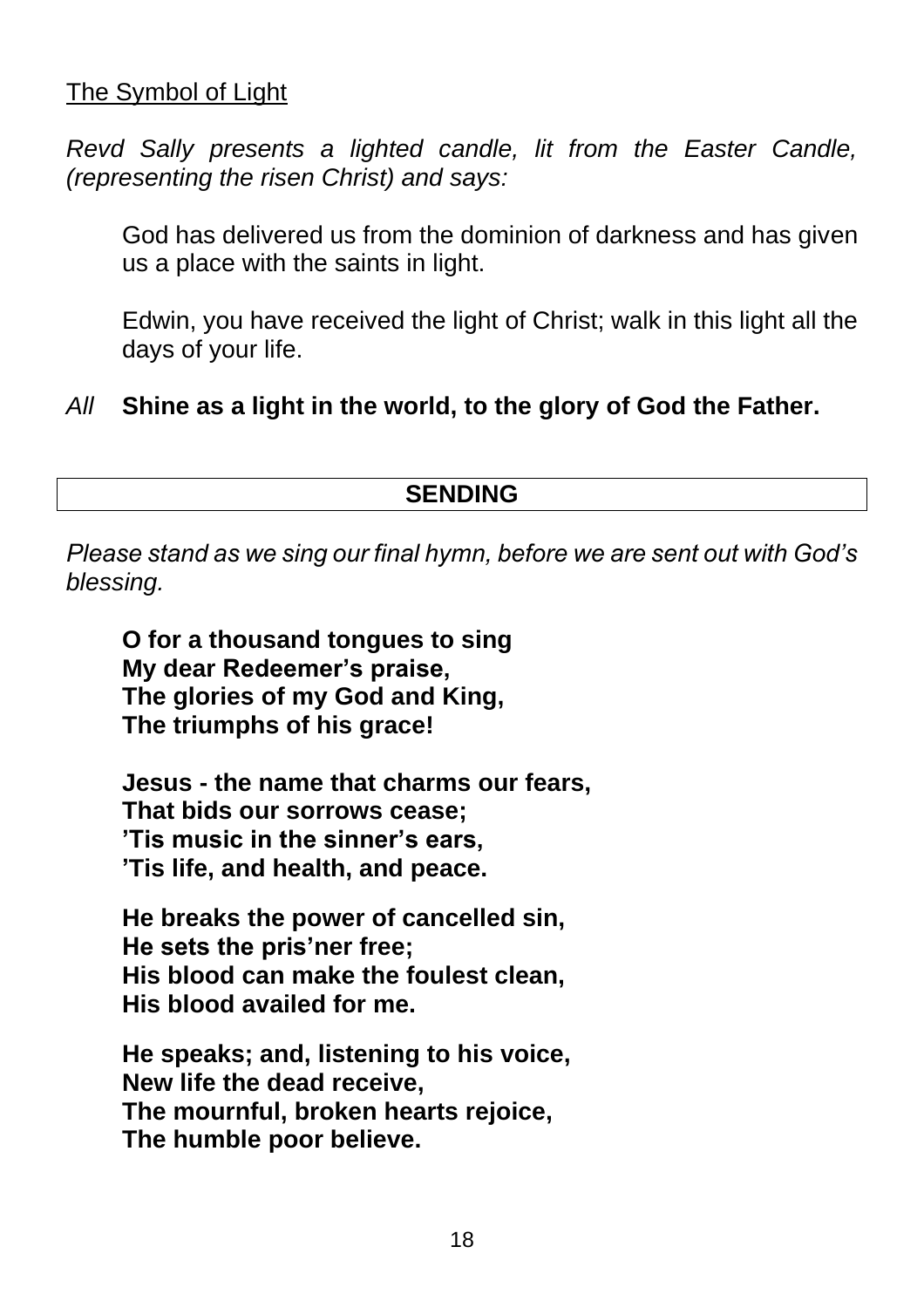The Symbol of Light

*Revd Sally presents a lighted candle, lit from the Easter Candle, (representing the risen Christ) and says:*

God has delivered us from the dominion of darkness and has given us a place with the saints in light.

Edwin, you have received the light of Christ; walk in this light all the days of your life.

*All* **Shine as a light in the world, to the glory of God the Father.**

## SENDING

*Please stand as we sing our final hymn, before we are sent out with God's blessing.*

**O for a thousand tongues to sing**
**My dear Redeemer's praise,**
**The glories of my God and King,**
**The triumphs of his grace!**

**Jesus - the name that charms our fears,**
**That bids our sorrows cease;**
**'Tis music in the sinner's ears,**
**'Tis life, and health, and peace.**

**He breaks the power of cancelled sin,**
**He sets the pris'ner free;**
**His blood can make the foulest clean,**
**His blood availed for me.**

**He speaks; and, listening to his voice,**
**New life the dead receive,**
**The mournful, broken hearts rejoice,**
**The humble poor believe.**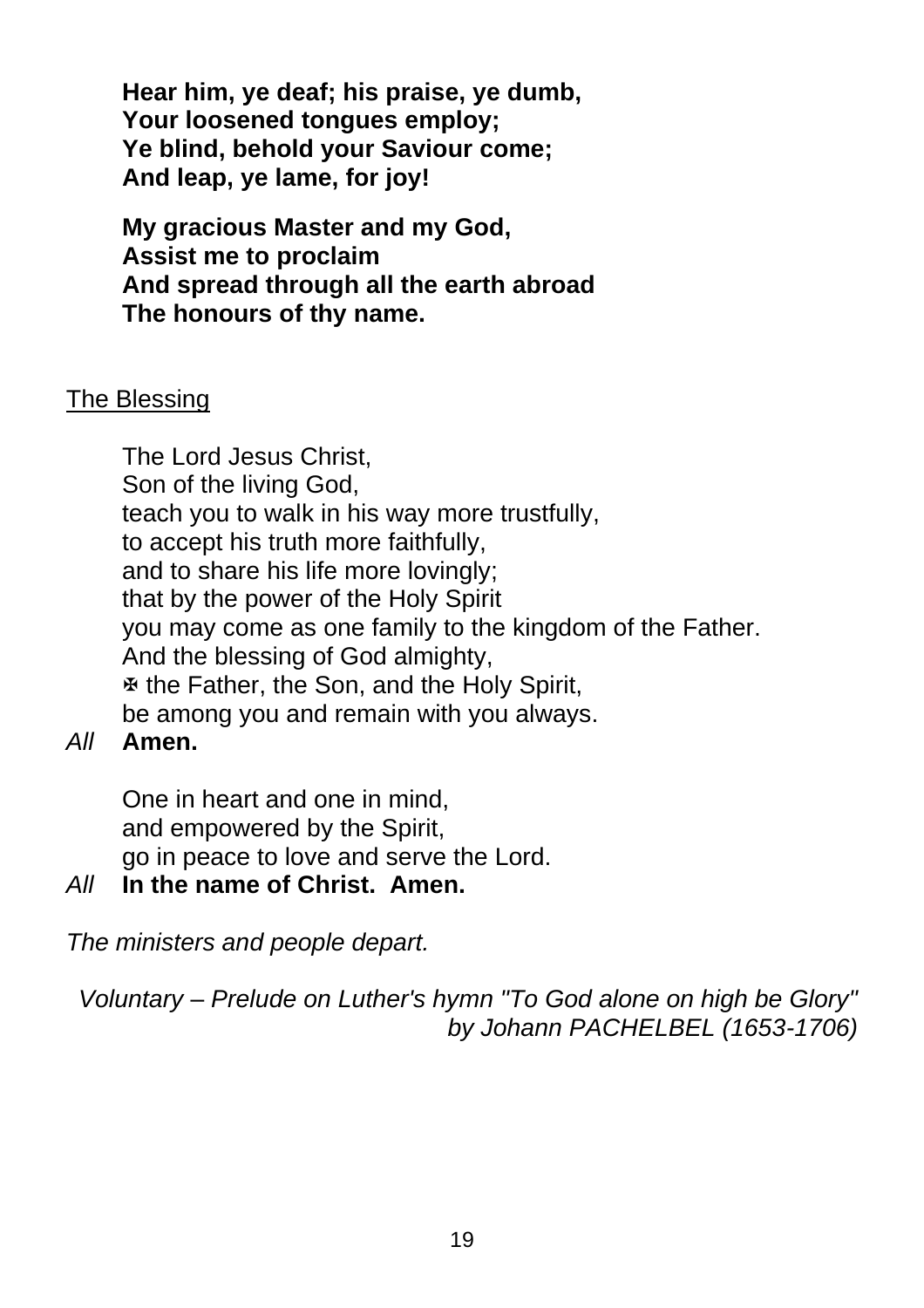**Hear him, ye deaf; his praise, ye dumb,**
**Your loosened tongues employ;**
**Ye blind, behold your Saviour come;**
**And leap, ye lame, for joy!**

**My gracious Master and my God,**
**Assist me to proclaim**
**And spread through all the earth abroad**
**The honours of thy name.**

The Blessing

The Lord Jesus Christ,
Son of the living God,
teach you to walk in his way more trustfully,
to accept his truth more faithfully,
and to share his life more lovingly;
that by the power of the Holy Spirit
you may come as one family to the kingdom of the Father.
And the blessing of God almighty,
✠ the Father, the Son, and the Holy Spirit,
be among you and remain with you always.

*All* **Amen.**

One in heart and one in mind,
and empowered by the Spirit,
go in peace to love and serve the Lord.

*All* **In the name of Christ. Amen.**

*The ministers and people depart.*

*Voluntary – Prelude on Luther's hymn "To God alone on high be Glory" by Johann PACHELBEL (1653-1706)*